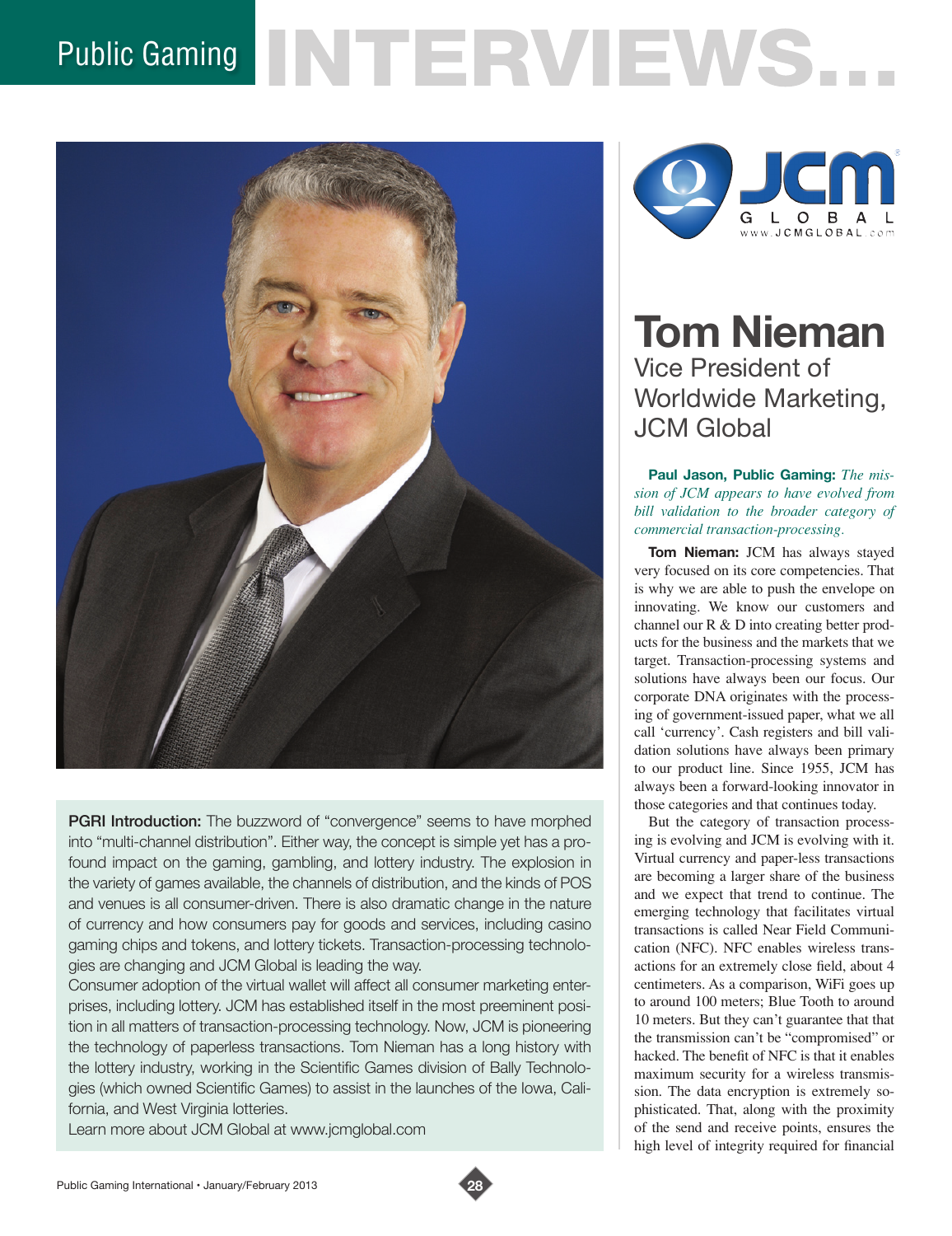# Public Gaming INTERVIEWS...

**PGRI Introduction:** The buzzword of "convergence" seems to have morphed into "multi-channel distribution". Either way, the concept is simple yet has a profound impact on the gaming, gambling, and lottery industry. The explosion in the variety of games available, the channels of distribution, and the kinds of POS and venues is all consumer-driven. There is also dramatic change in the nature of currency and how consumers pay for goods and services, including casino gaming chips and tokens, and lottery tickets. Transaction-processing technologies are changing and JCM Global is leading the way.

Consumer adoption of the virtual wallet will affect all consumer marketing enterprises, including lottery. JCM has established itself in the most preeminent position in all matters of transaction-processing technology. Now, JCM is pioneering the technology of paperless transactions. Tom Nieman has a long history with the lottery industry, working in the Scientific Games division of Bally Technologies (which owned Scientific Games) to assist in the launches of the Iowa, California, and West Virginia lotteries.

Learn more about JCM Global at www.jcmglobal.com

JCM GLOBAL www.JCMGLOBAL.com

## Tom Nieman
### Vice President of Worldwide Marketing, JCM Global

**Paul Jason, Public Gaming:** *The mission of JCM appears to have evolved from bill validation to the broader category of commercial transaction-processing.*

**Tom Nieman:** JCM has always stayed very focused on its core competencies. That is why we are able to push the envelope on innovating. We know our customers and channel our R & D into creating better products for the business and the markets that we target. Transaction-processing systems and solutions have always been our focus. Our corporate DNA originates with the processing of government-issued paper, what we all call 'currency'. Cash registers and bill validation solutions have always been primary to our product line. Since 1955, JCM has always been a forward-looking innovator in those categories and that continues today.

But the category of transaction processing is evolving and JCM is evolving with it. Virtual currency and paper-less transactions are becoming a larger share of the business and we expect that trend to continue. The emerging technology that facilitates virtual transactions is called Near Field Communication (NFC). NFC enables wireless transactions for an extremely close field, about 4 centimeters. As a comparison, WiFi goes up to around 100 meters; Blue Tooth to around 10 meters. But they can't guarantee that that the transmission can't be "compromised" or hacked. The benefit of NFC is that it enables maximum security for a wireless transmission. The data encryption is extremely sophisticated. That, along with the proximity of the send and receive points, ensures the high level of integrity required for financial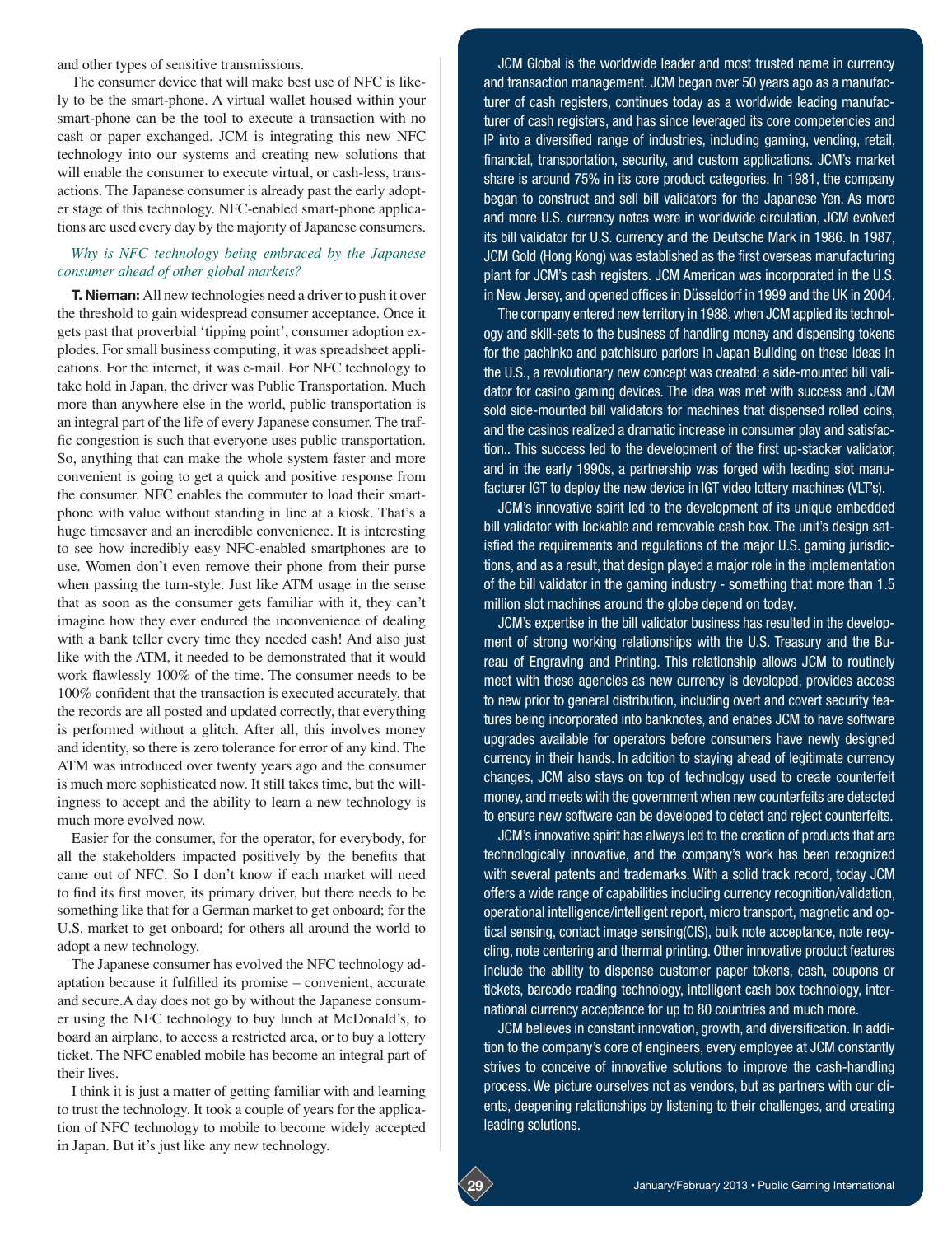and other types of sensitive transmissions.

The consumer device that will make best use of NFC is likely to be the smart-phone. A virtual wallet housed within your smart-phone can be the tool to execute a transaction with no cash or paper exchanged. JCM is integrating this new NFC technology into our systems and creating new solutions that will enable the consumer to execute virtual, or cash-less, transactions. The Japanese consumer is already past the early adopter stage of this technology. NFC-enabled smart-phone applications are used every day by the majority of Japanese consumers.

*Why is NFC technology being embraced by the Japanese consumer ahead of other global markets?*

**T. Nieman:** All new technologies need a driver to push it over the threshold to gain widespread consumer acceptance. Once it gets past that proverbial 'tipping point', consumer adoption explodes. For small business computing, it was spreadsheet applications. For the internet, it was e-mail. For NFC technology to take hold in Japan, the driver was Public Transportation. Much more than anywhere else in the world, public transportation is an integral part of the life of every Japanese consumer. The traffic congestion is such that everyone uses public transportation. So, anything that can make the whole system faster and more convenient is going to get a quick and positive response from the consumer. NFC enables the commuter to load their smartphone with value without standing in line at a kiosk. That's a huge timesaver and an incredible convenience. It is interesting to see how incredibly easy NFC-enabled smartphones are to use. Women don't even remove their phone from their purse when passing the turn-style. Just like ATM usage in the sense that as soon as the consumer gets familiar with it, they can't imagine how they ever endured the inconvenience of dealing with a bank teller every time they needed cash! And also just like with the ATM, it needed to be demonstrated that it would work flawlessly 100% of the time. The consumer needs to be 100% confident that the transaction is executed accurately, that the records are all posted and updated correctly, that everything is performed without a glitch. After all, this involves money and identity, so there is zero tolerance for error of any kind. The ATM was introduced over twenty years ago and the consumer is much more sophisticated now. It still takes time, but the willingness to accept and the ability to learn a new technology is much more evolved now.

Easier for the consumer, for the operator, for everybody, for all the stakeholders impacted positively by the benefits that came out of NFC. So I don't know if each market will need to find its first mover, its primary driver, but there needs to be something like that for a German market to get onboard; for the U.S. market to get onboard; for others all around the world to adopt a new technology.

The Japanese consumer has evolved the NFC technology adaptation because it fulfilled its promise – convenient, accurate and secure.A day does not go by without the Japanese consumer using the NFC technology to buy lunch at McDonald's, to board an airplane, to access a restricted area, or to buy a lottery ticket. The NFC enabled mobile has become an integral part of their lives.

I think it is just a matter of getting familiar with and learning to trust the technology. It took a couple of years for the application of NFC technology to mobile to become widely accepted in Japan. But it's just like any new technology.

JCM Global is the worldwide leader and most trusted name in currency and transaction management. JCM began over 50 years ago as a manufacturer of cash registers, continues today as a worldwide leading manufacturer of cash registers, and has since leveraged its core competencies and IP into a diversified range of industries, including gaming, vending, retail, financial, transportation, security, and custom applications. JCM's market share is around 75% in its core product categories. In 1981, the company began to construct and sell bill validators for the Japanese Yen. As more and more U.S. currency notes were in worldwide circulation, JCM evolved its bill validator for U.S. currency and the Deutsche Mark in 1986. In 1987, JCM Gold (Hong Kong) was established as the first overseas manufacturing plant for JCM's cash registers. JCM American was incorporated in the U.S. in New Jersey, and opened offices in Düsseldorf in 1999 and the UK in 2004.

The company entered new territory in 1988, when JCM applied its technology and skill-sets to the business of handling money and dispensing tokens for the pachinko and patchisuro parlors in Japan Building on these ideas in the U.S., a revolutionary new concept was created: a side-mounted bill validator for casino gaming devices. The idea was met with success and JCM sold side-mounted bill validators for machines that dispensed rolled coins, and the casinos realized a dramatic increase in consumer play and satisfaction.. This success led to the development of the first up-stacker validator, and in the early 1990s, a partnership was forged with leading slot manufacturer IGT to deploy the new device in IGT video lottery machines (VLT's).

JCM's innovative spirit led to the development of its unique embedded bill validator with lockable and removable cash box. The unit's design satisfied the requirements and regulations of the major U.S. gaming jurisdictions, and as a result, that design played a major role in the implementation of the bill validator in the gaming industry - something that more than 1.5 million slot machines around the globe depend on today.

JCM's expertise in the bill validator business has resulted in the development of strong working relationships with the U.S. Treasury and the Bureau of Engraving and Printing. This relationship allows JCM to routinely meet with these agencies as new currency is developed, provides access to new prior to general distribution, including overt and covert security features being incorporated into banknotes, and enables JCM to have software upgrades available for operators before consumers have newly designed currency in their hands. In addition to staying ahead of legitimate currency changes, JCM also stays on top of technology used to create counterfeit money, and meets with the government when new counterfeits are detected to ensure new software can be developed to detect and reject counterfeits.

JCM's innovative spirit has always led to the creation of products that are technologically innovative, and the company's work has been recognized with several patents and trademarks. With a solid track record, today JCM offers a wide range of capabilities including currency recognition/validation, operational intelligence/intelligent report, micro transport, magnetic and optical sensing, contact image sensing(CIS), bulk note acceptance, note recycling, note centering and thermal printing. Other innovative product features include the ability to dispense customer paper tokens, cash, coupons or tickets, barcode reading technology, intelligent cash box technology, international currency acceptance for up to 80 countries and much more.

JCM believes in constant innovation, growth, and diversification. In addition to the company's core of engineers, every employee at JCM constantly strives to conceive of innovative solutions to improve the cash-handling process. We picture ourselves not as vendors, but as partners with our clients, deepening relationships by listening to their challenges, and creating leading solutions.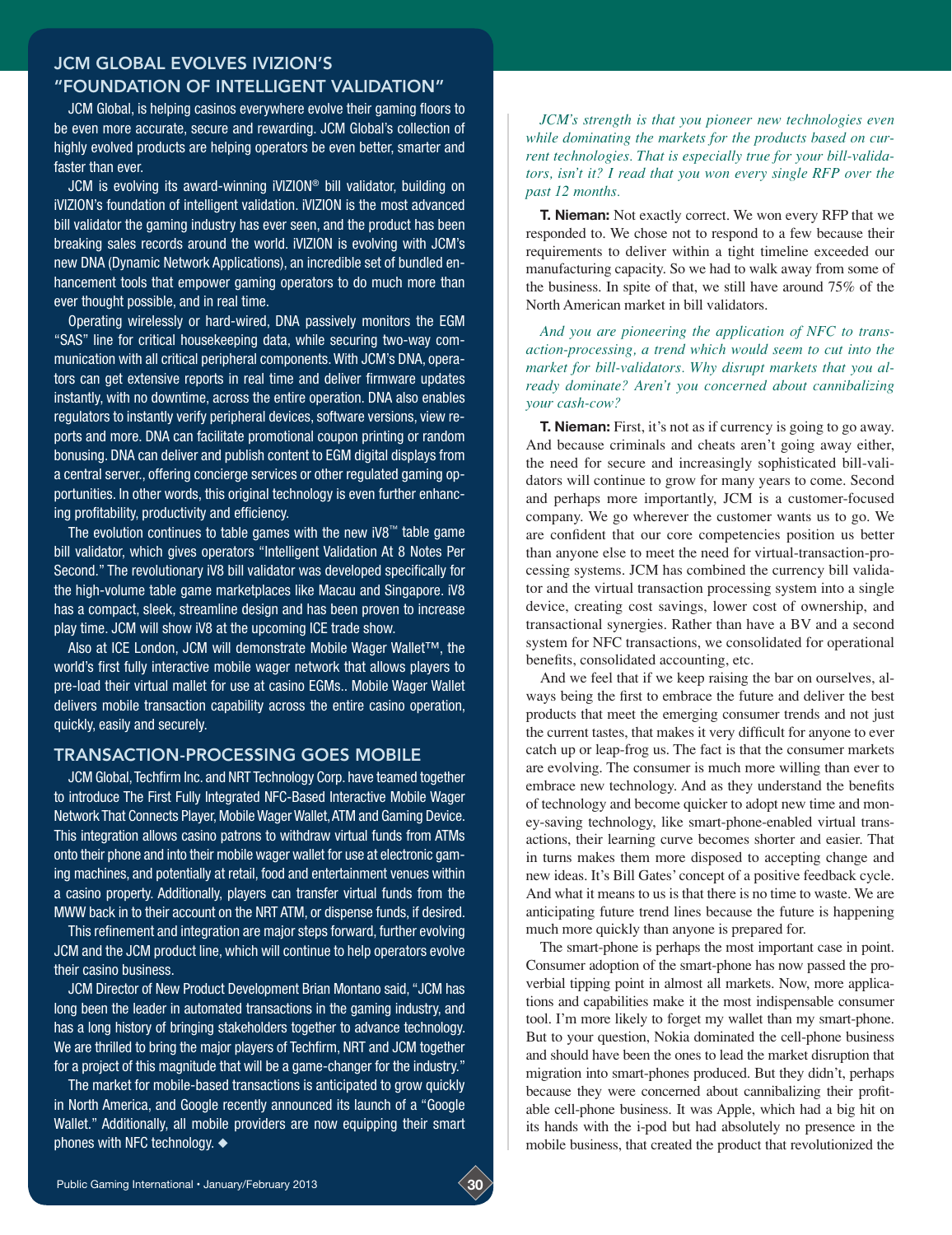## JCM GLOBAL EVOLVES IVIZION'S "FOUNDATION OF INTELLIGENT VALIDATION"

JCM Global, is helping casinos everywhere evolve their gaming floors to be even more accurate, secure and rewarding. JCM Global's collection of highly evolved products are helping operators be even better, smarter and faster than ever.

JCM is evolving its award-winning iVIZION® bill validator, building on iVIZION's foundation of intelligent validation. iVIZION is the most advanced bill validator the gaming industry has ever seen, and the product has been breaking sales records around the world. iVIZION is evolving with JCM's new DNA (Dynamic Network Applications), an incredible set of bundled enhancement tools that empower gaming operators to do much more than ever thought possible, and in real time.

Operating wirelessly or hard-wired, DNA passively monitors the EGM "SAS" line for critical housekeeping data, while securing two-way communication with all critical peripheral components. With JCM's DNA, operators can get extensive reports in real time and deliver firmware updates instantly, with no downtime, across the entire operation. DNA also enables regulators to instantly verify peripheral devices, software versions, view reports and more. DNA can facilitate promotional coupon printing or random bonusing. DNA can deliver and publish content to EGM digital displays from a central server., offering concierge services or other regulated gaming opportunities. In other words, this original technology is even further enhancing profitability, productivity and efficiency.

The evolution continues to table games with the new iV8™ table game bill validator, which gives operators "Intelligent Validation At 8 Notes Per Second." The revolutionary iV8 bill validator was developed specifically for the high-volume table game marketplaces like Macau and Singapore. iV8 has a compact, sleek, streamline design and has been proven to increase play time. JCM will show iV8 at the upcoming ICE trade show.

Also at ICE London, JCM will demonstrate Mobile Wager Wallet™, the world's first fully interactive mobile wager network that allows players to pre-load their virtual mallet for use at casino EGMs.. Mobile Wager Wallet delivers mobile transaction capability across the entire casino operation, quickly, easily and securely.

## TRANSACTION-PROCESSING GOES MOBILE

JCM Global, Techfirm Inc. and NRT Technology Corp. have teamed together to introduce The First Fully Integrated NFC-Based Interactive Mobile Wager Network That Connects Player, Mobile Wager Wallet, ATM and Gaming Device. This integration allows casino patrons to withdraw virtual funds from ATMs onto their phone and into their mobile wager wallet for use at electronic gaming machines, and potentially at retail, food and entertainment venues within a casino property. Additionally, players can transfer virtual funds from the MWW back in to their account on the NRT ATM, or dispense funds, if desired.

This refinement and integration are major steps forward, further evolving JCM and the JCM product line, which will continue to help operators evolve their casino business.

JCM Director of New Product Development Brian Montano said, "JCM has long been the leader in automated transactions in the gaming industry, and has a long history of bringing stakeholders together to advance technology. We are thrilled to bring the major players of Techfirm, NRT and JCM together for a project of this magnitude that will be a game-changer for the industry."

The market for mobile-based transactions is anticipated to grow quickly in North America, and Google recently announced its launch of a "Google Wallet." Additionally, all mobile providers are now equipping their smart phones with NFC technology. ◆

*JCM's strength is that you pioneer new technologies even while dominating the markets for the products based on current technologies. That is especially true for your bill-validators, isn't it? I read that you won every single RFP over the past 12 months.*

**T. Nieman:** Not exactly correct. We won every RFP that we responded to. We chose not to respond to a few because their requirements to deliver within a tight timeline exceeded our manufacturing capacity. So we had to walk away from some of the business. In spite of that, we still have around 75% of the North American market in bill validators.

*And you are pioneering the application of NFC to transaction-processing, a trend which would seem to cut into the market for bill-validators. Why disrupt markets that you already dominate? Aren't you concerned about cannibalizing your cash-cow?*

**T. Nieman:** First, it's not as if currency is going to go away. And because criminals and cheats aren't going away either, the need for secure and increasingly sophisticated bill-validators will continue to grow for many years to come. Second and perhaps more importantly, JCM is a customer-focused company. We go wherever the customer wants us to go. We are confident that our core competencies position us better than anyone else to meet the need for virtual-transaction-processing systems. JCM has combined the currency bill validator and the virtual transaction processing system into a single device, creating cost savings, lower cost of ownership, and transactional synergies. Rather than have a BV and a second system for NFC transactions, we consolidated for operational benefits, consolidated accounting, etc.

And we feel that if we keep raising the bar on ourselves, always being the first to embrace the future and deliver the best products that meet the emerging consumer trends and not just the current tastes, that makes it very difficult for anyone to ever catch up or leap-frog us. The fact is that the consumer markets are evolving. The consumer is much more willing than ever to embrace new technology. And as they understand the benefits of technology and become quicker to adopt new time and money-saving technology, like smart-phone-enabled virtual transactions, their learning curve becomes shorter and easier. That in turns makes them more disposed to accepting change and new ideas. It's Bill Gates' concept of a positive feedback cycle. And what it means to us is that there is no time to waste. We are anticipating future trend lines because the future is happening much more quickly than anyone is prepared for.

The smart-phone is perhaps the most important case in point. Consumer adoption of the smart-phone has now passed the proverbial tipping point in almost all markets. Now, more applications and capabilities make it the most indispensable consumer tool. I'm more likely to forget my wallet than my smart-phone. But to your question, Nokia dominated the cell-phone business and should have been the ones to lead the market disruption that migration into smart-phones produced. But they didn't, perhaps because they were concerned about cannibalizing their profitable cell-phone business. It was Apple, which had a big hit on its hands with the i-pod but had absolutely no presence in the mobile business, that created the product that revolutionized the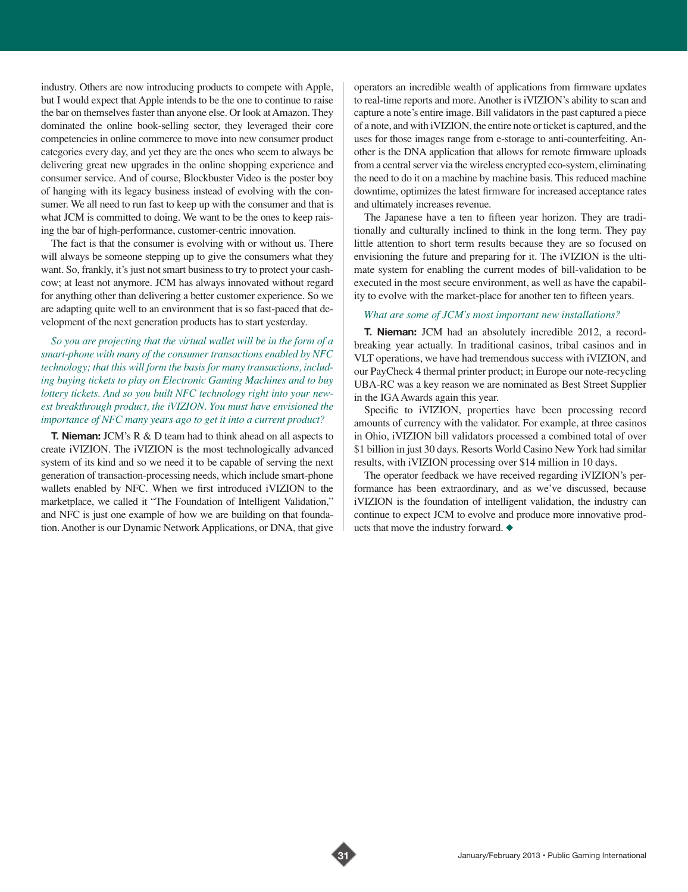industry. Others are now introducing products to compete with Apple, but I would expect that Apple intends to be the one to continue to raise the bar on themselves faster than anyone else. Or look at Amazon. They dominated the online book-selling sector, they leveraged their core competencies in online commerce to move into new consumer product categories every day, and yet they are the ones who seem to always be delivering great new upgrades in the online shopping experience and consumer service. And of course, Blockbuster Video is the poster boy of hanging with its legacy business instead of evolving with the consumer. We all need to run fast to keep up with the consumer and that is what JCM is committed to doing. We want to be the ones to keep raising the bar of high-performance, customer-centric innovation.

The fact is that the consumer is evolving with or without us. There will always be someone stepping up to give the consumers what they want. So, frankly, it's just not smart business to try to protect your cash-cow; at least not anymore. JCM has always innovated without regard for anything other than delivering a better customer experience. So we are adapting quite well to an environment that is so fast-paced that development of the next generation products has to start yesterday.

*So you are projecting that the virtual wallet will be in the form of a smart-phone with many of the consumer transactions enabled by NFC technology; that this will form the basis for many transactions, including buying tickets to play on Electronic Gaming Machines and to buy lottery tickets. And so you built NFC technology right into your newest breakthrough product, the iVIZION. You must have envisioned the importance of NFC many years ago to get it into a current product?*

**T. Nieman:** JCM's R & D team had to think ahead on all aspects to create iVIZION. The iVIZION is the most technologically advanced system of its kind and so we need it to be capable of serving the next generation of transaction-processing needs, which include smart-phone wallets enabled by NFC. When we first introduced iVIZION to the marketplace, we called it "The Foundation of Intelligent Validation," and NFC is just one example of how we are building on that foundation. Another is our Dynamic Network Applications, or DNA, that give operators an incredible wealth of applications from firmware updates to real-time reports and more. Another is iVIZION's ability to scan and capture a note's entire image. Bill validators in the past captured a piece of a note, and with iVIZION, the entire note or ticket is captured, and the uses for those images range from e-storage to anti-counterfeiting. Another is the DNA application that allows for remote firmware uploads from a central server via the wireless encrypted eco-system, eliminating the need to do it on a machine by machine basis. This reduced machine downtime, optimizes the latest firmware for increased acceptance rates and ultimately increases revenue.

The Japanese have a ten to fifteen year horizon. They are traditionally and culturally inclined to think in the long term. They pay little attention to short term results because they are so focused on envisioning the future and preparing for it. The iVIZION is the ultimate system for enabling the current modes of bill-validation to be executed in the most secure environment, as well as have the capability to evolve with the market-place for another ten to fifteen years.

*What are some of JCM's most important new installations?*

**T. Nieman:** JCM had an absolutely incredible 2012, a record-breaking year actually. In traditional casinos, tribal casinos and in VLT operations, we have had tremendous success with iVIZION, and our PayCheck 4 thermal printer product; in Europe our note-recycling UBA-RC was a key reason we are nominated as Best Street Supplier in the IGA Awards again this year.

Specific to iVIZION, properties have been processing record amounts of currency with the validator. For example, at three casinos in Ohio, iVIZION bill validators processed a combined total of over $1 billion in just 30 days. Resorts World Casino New York had similar results, with iVIZION processing over $14 million in 10 days.

The operator feedback we have received regarding iVIZION's performance has been extraordinary, and as we've discussed, because iVIZION is the foundation of intelligent validation, the industry can continue to expect JCM to evolve and produce more innovative products that move the industry forward. ◆